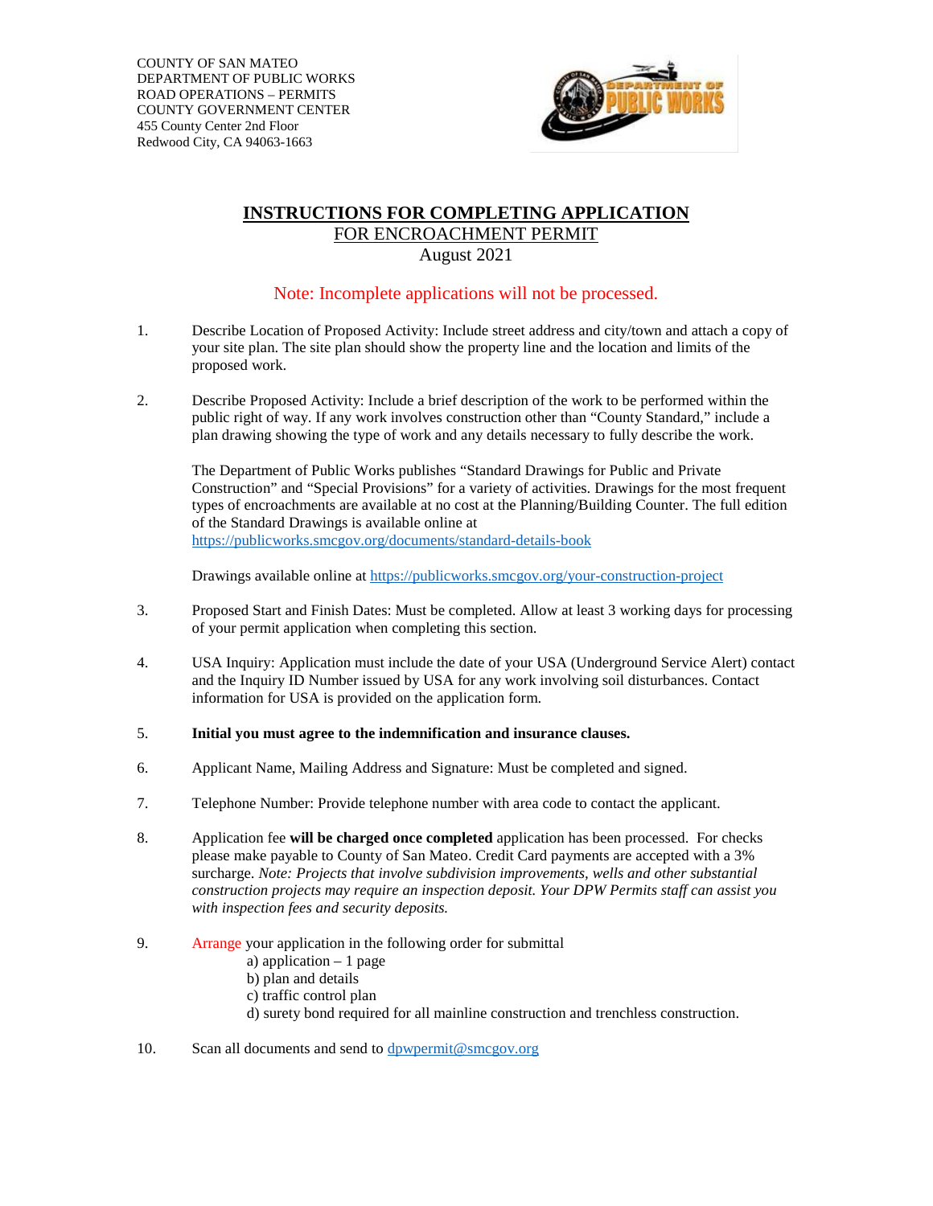COUNTY OF SAN MATEO
DEPARTMENT OF PUBLIC WORKS
ROAD OPERATIONS – PERMITS
COUNTY GOVERNMENT CENTER
455 County Center 2nd Floor
Redwood City, CA 94063-1663

# INSTRUCTIONS FOR COMPLETING APPLICATION

## FOR ENCROACHMENT PERMIT

August 2021

Note: Incomplete applications will not be processed.

1. Describe Location of Proposed Activity: Include street address and city/town and attach a copy of your site plan. The site plan should show the property line and the location and limits of the proposed work.

2. Describe Proposed Activity: Include a brief description of the work to be performed within the public right of way. If any work involves construction other than "County Standard," include a plan drawing showing the type of work and any details necessary to fully describe the work.

   The Department of Public Works publishes "Standard Drawings for Public and Private Construction" and "Special Provisions" for a variety of activities. Drawings for the most frequent types of encroachments are available at no cost at the Planning/Building Counter. The full edition of the Standard Drawings is available online at https://publicworks.smcgov.org/documents/standard-details-book

   Drawings available online at https://publicworks.smcgov.org/your-construction-project

3. Proposed Start and Finish Dates: Must be completed. Allow at least 3 working days for processing of your permit application when completing this section.

4. USA Inquiry: Application must include the date of your USA (Underground Service Alert) contact and the Inquiry ID Number issued by USA for any work involving soil disturbances. Contact information for USA is provided on the application form.

5. **Initial you must agree to the indemnification and insurance clauses.**

6. Applicant Name, Mailing Address and Signature: Must be completed and signed.

7. Telephone Number: Provide telephone number with area code to contact the applicant.

8. Application fee **will be charged once completed** application has been processed. For checks please make payable to County of San Mateo. Credit Card payments are accepted with a 3% surcharge. *Note: Projects that involve subdivision improvements, wells and other substantial construction projects may require an inspection deposit. Your DPW Permits staff can assist you with inspection fees and security deposits.*

9. Arrange your application in the following order for submittal
   - a) application – 1 page
   - b) plan and details
   - c) traffic control plan
   - d) surety bond required for all mainline construction and trenchless construction.

10. Scan all documents and send to dpwpermit@smcgov.org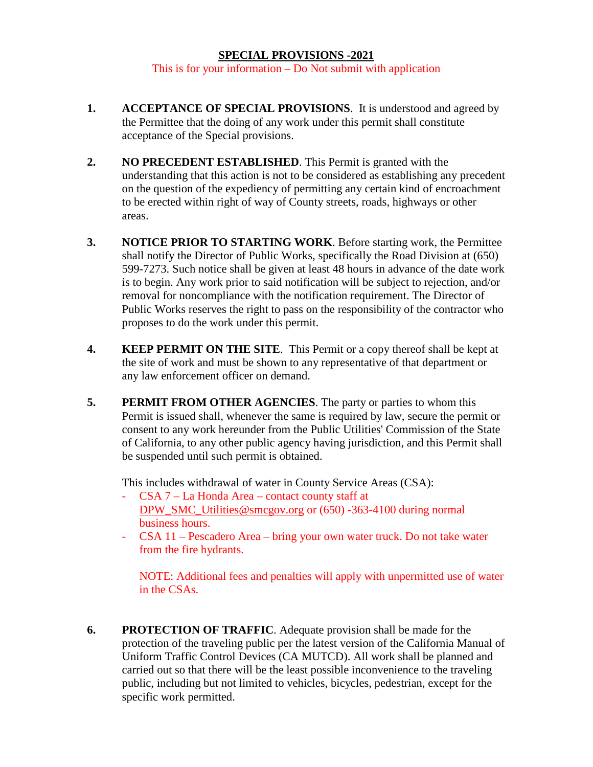## SPECIAL PROVISIONS -2021

This is for your information – Do Not submit with application

1. **ACCEPTANCE OF SPECIAL PROVISIONS**. It is understood and agreed by the Permittee that the doing of any work under this permit shall constitute acceptance of the Special provisions.

2. **NO PRECEDENT ESTABLISHED**. This Permit is granted with the understanding that this action is not to be considered as establishing any precedent on the question of the expediency of permitting any certain kind of encroachment to be erected within right of way of County streets, roads, highways or other areas.

3. **NOTICE PRIOR TO STARTING WORK**. Before starting work, the Permittee shall notify the Director of Public Works, specifically the Road Division at (650) 599-7273. Such notice shall be given at least 48 hours in advance of the date work is to begin. Any work prior to said notification will be subject to rejection, and/or removal for noncompliance with the notification requirement. The Director of Public Works reserves the right to pass on the responsibility of the contractor who proposes to do the work under this permit.

4. **KEEP PERMIT ON THE SITE**. This Permit or a copy thereof shall be kept at the site of work and must be shown to any representative of that department or any law enforcement officer on demand.

5. **PERMIT FROM OTHER AGENCIES**. The party or parties to whom this Permit is issued shall, whenever the same is required by law, secure the permit or consent to any work hereunder from the Public Utilities' Commission of the State of California, to any other public agency having jurisdiction, and this Permit shall be suspended until such permit is obtained.

   This includes withdrawal of water in County Service Areas (CSA):
   - CSA 7 – La Honda Area – contact county staff at DPW_SMC_Utilities@smcgov.org or (650) -363-4100 during normal business hours.
   - CSA 11 – Pescadero Area – bring your own water truck. Do not take water from the fire hydrants.

   NOTE: Additional fees and penalties will apply with unpermitted use of water in the CSAs.

6. **PROTECTION OF TRAFFIC**. Adequate provision shall be made for the protection of the traveling public per the latest version of the California Manual of Uniform Traffic Control Devices (CA MUTCD). All work shall be planned and carried out so that there will be the least possible inconvenience to the traveling public, including but not limited to vehicles, bicycles, pedestrian, except for the specific work permitted.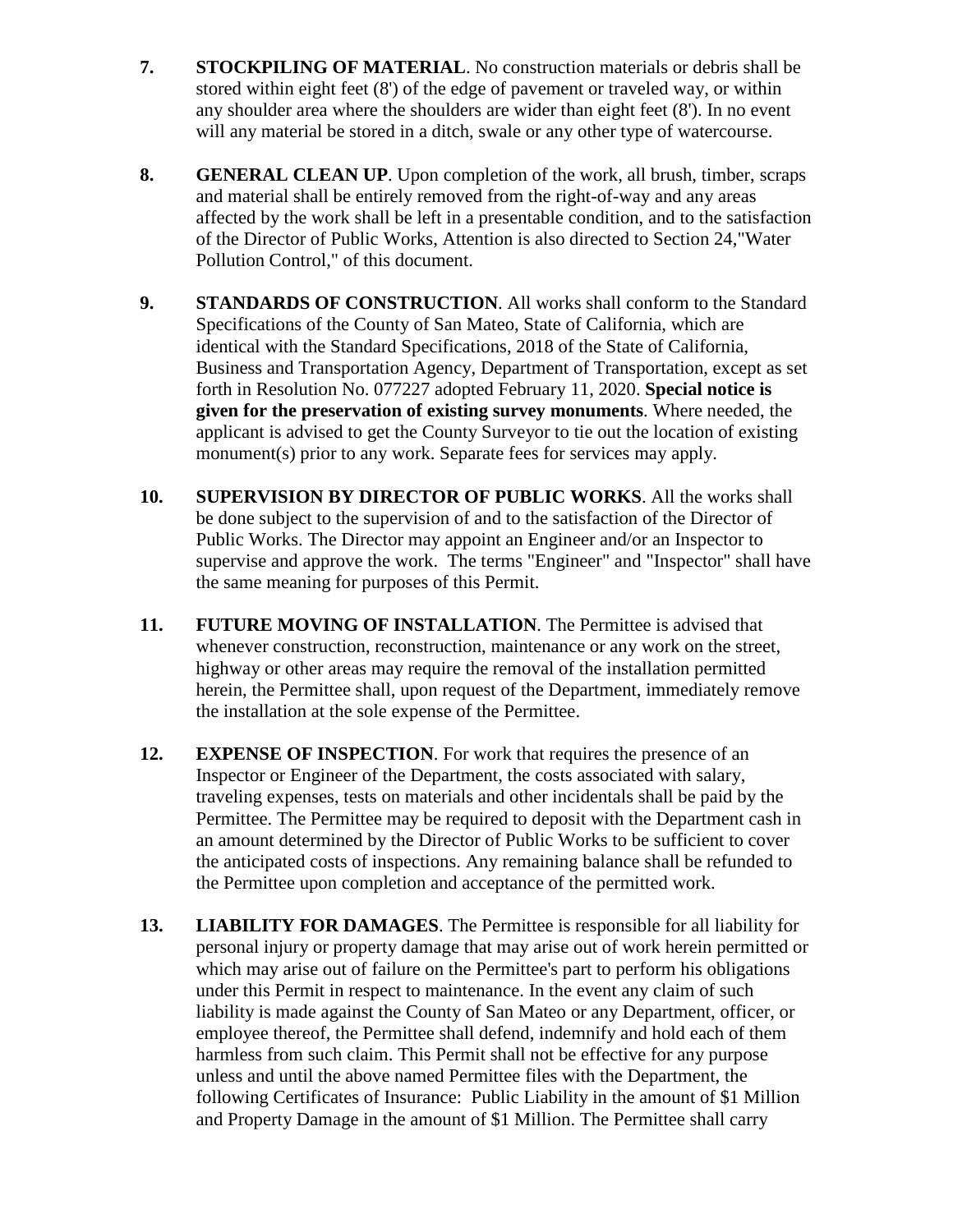7. **STOCKPILING OF MATERIAL**. No construction materials or debris shall be stored within eight feet (8') of the edge of pavement or traveled way, or within any shoulder area where the shoulders are wider than eight feet (8'). In no event will any material be stored in a ditch, swale or any other type of watercourse.

8. **GENERAL CLEAN UP**. Upon completion of the work, all brush, timber, scraps and material shall be entirely removed from the right-of-way and any areas affected by the work shall be left in a presentable condition, and to the satisfaction of the Director of Public Works, Attention is also directed to Section 24,"Water Pollution Control," of this document.

9. **STANDARDS OF CONSTRUCTION**. All works shall conform to the Standard Specifications of the County of San Mateo, State of California, which are identical with the Standard Specifications, 2018 of the State of California, Business and Transportation Agency, Department of Transportation, except as set forth in Resolution No. 077227 adopted February 11, 2020. **Special notice is given for the preservation of existing survey monuments**. Where needed, the applicant is advised to get the County Surveyor to tie out the location of existing monument(s) prior to any work. Separate fees for services may apply.

10. **SUPERVISION BY DIRECTOR OF PUBLIC WORKS**. All the works shall be done subject to the supervision of and to the satisfaction of the Director of Public Works. The Director may appoint an Engineer and/or an Inspector to supervise and approve the work. The terms "Engineer" and "Inspector" shall have the same meaning for purposes of this Permit.

11. **FUTURE MOVING OF INSTALLATION**. The Permittee is advised that whenever construction, reconstruction, maintenance or any work on the street, highway or other areas may require the removal of the installation permitted herein, the Permittee shall, upon request of the Department, immediately remove the installation at the sole expense of the Permittee.

12. **EXPENSE OF INSPECTION**. For work that requires the presence of an Inspector or Engineer of the Department, the costs associated with salary, traveling expenses, tests on materials and other incidentals shall be paid by the Permittee. The Permittee may be required to deposit with the Department cash in an amount determined by the Director of Public Works to be sufficient to cover the anticipated costs of inspections. Any remaining balance shall be refunded to the Permittee upon completion and acceptance of the permitted work.

13. **LIABILITY FOR DAMAGES**. The Permittee is responsible for all liability for personal injury or property damage that may arise out of work herein permitted or which may arise out of failure on the Permittee's part to perform his obligations under this Permit in respect to maintenance. In the event any claim of such liability is made against the County of San Mateo or any Department, officer, or employee thereof, the Permittee shall defend, indemnify and hold each of them harmless from such claim. This Permit shall not be effective for any purpose unless and until the above named Permittee files with the Department, the following Certificates of Insurance: Public Liability in the amount of $1 Million and Property Damage in the amount of $1 Million. The Permittee shall carry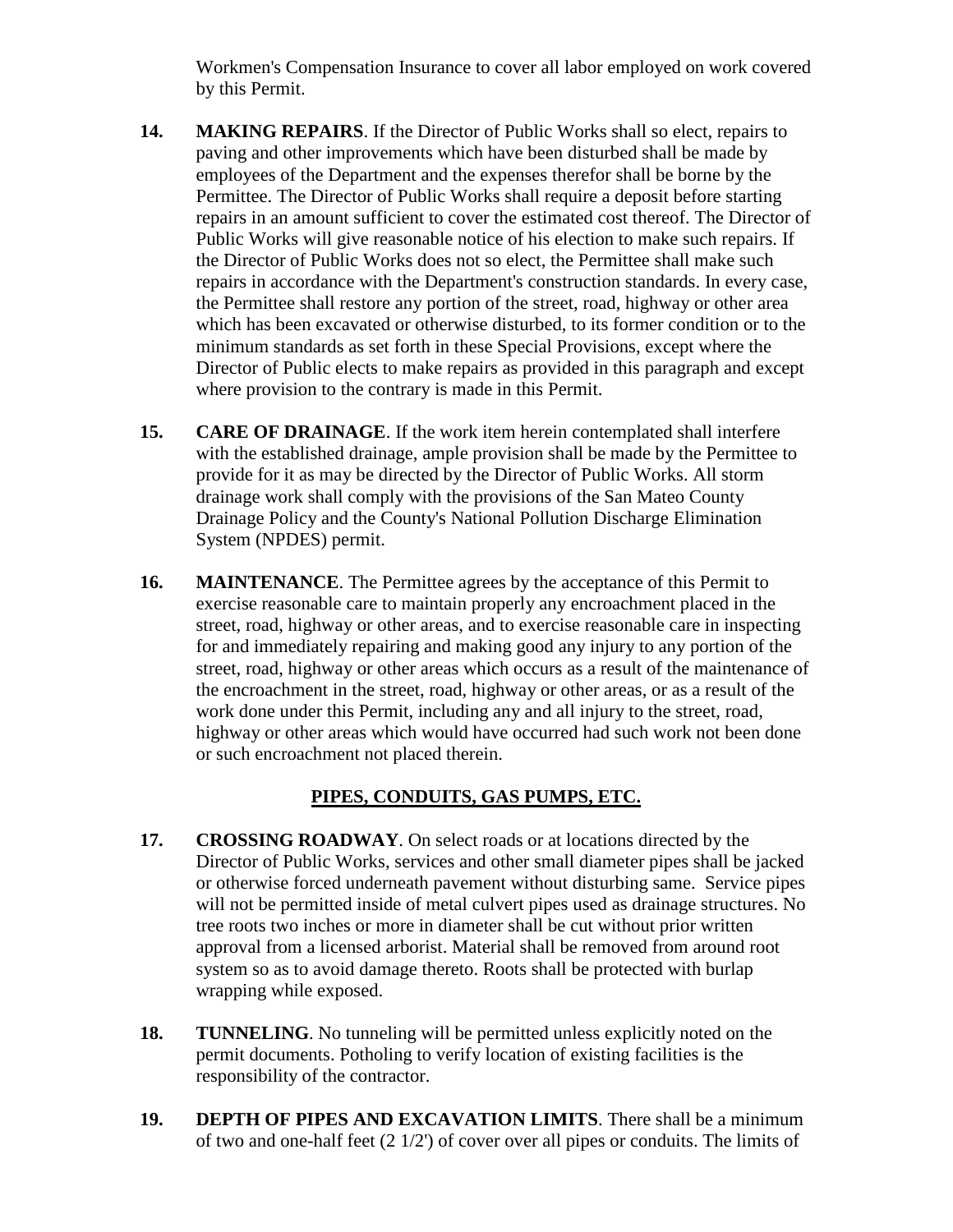Workmen's Compensation Insurance to cover all labor employed on work covered by this Permit.

14. **MAKING REPAIRS**. If the Director of Public Works shall so elect, repairs to paving and other improvements which have been disturbed shall be made by employees of the Department and the expenses therefor shall be borne by the Permittee. The Director of Public Works shall require a deposit before starting repairs in an amount sufficient to cover the estimated cost thereof. The Director of Public Works will give reasonable notice of his election to make such repairs. If the Director of Public Works does not so elect, the Permittee shall make such repairs in accordance with the Department's construction standards. In every case, the Permittee shall restore any portion of the street, road, highway or other area which has been excavated or otherwise disturbed, to its former condition or to the minimum standards as set forth in these Special Provisions, except where the Director of Public elects to make repairs as provided in this paragraph and except where provision to the contrary is made in this Permit.

15. **CARE OF DRAINAGE**. If the work item herein contemplated shall interfere with the established drainage, ample provision shall be made by the Permittee to provide for it as may be directed by the Director of Public Works. All storm drainage work shall comply with the provisions of the San Mateo County Drainage Policy and the County's National Pollution Discharge Elimination System (NPDES) permit.

16. **MAINTENANCE**. The Permittee agrees by the acceptance of this Permit to exercise reasonable care to maintain properly any encroachment placed in the street, road, highway or other areas, and to exercise reasonable care in inspecting for and immediately repairing and making good any injury to any portion of the street, road, highway or other areas which occurs as a result of the maintenance of the encroachment in the street, road, highway or other areas, or as a result of the work done under this Permit, including any and all injury to the street, road, highway or other areas which would have occurred had such work not been done or such encroachment not placed therein.

## PIPES, CONDUITS, GAS PUMPS, ETC.

17. **CROSSING ROADWAY**. On select roads or at locations directed by the Director of Public Works, services and other small diameter pipes shall be jacked or otherwise forced underneath pavement without disturbing same. Service pipes will not be permitted inside of metal culvert pipes used as drainage structures. No tree roots two inches or more in diameter shall be cut without prior written approval from a licensed arborist. Material shall be removed from around root system so as to avoid damage thereto. Roots shall be protected with burlap wrapping while exposed.

18. **TUNNELING**. No tunneling will be permitted unless explicitly noted on the permit documents. Potholing to verify location of existing facilities is the responsibility of the contractor.

19. **DEPTH OF PIPES AND EXCAVATION LIMITS**. There shall be a minimum of two and one-half feet (2 1/2') of cover over all pipes or conduits. The limits of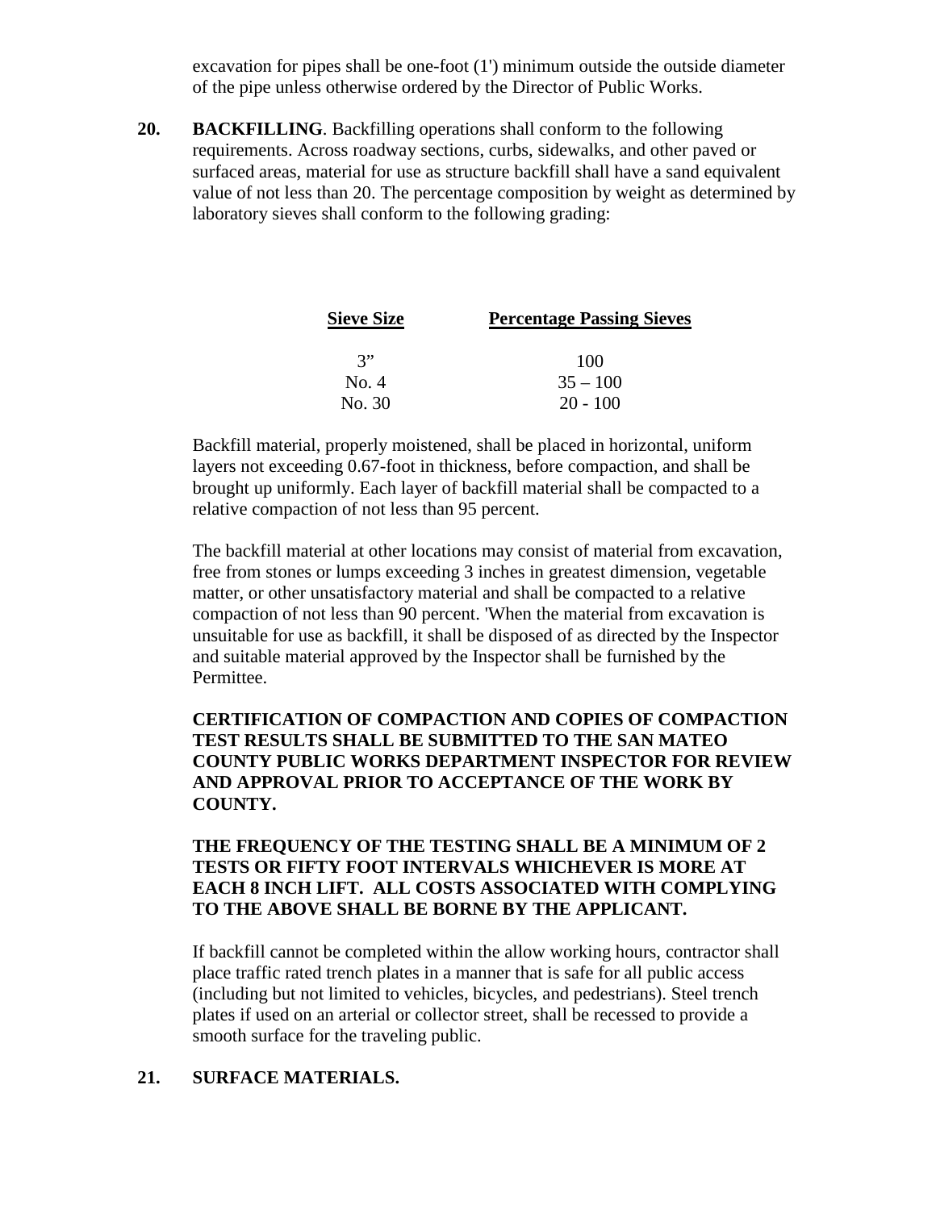excavation for pipes shall be one-foot (1') minimum outside the outside diameter of the pipe unless otherwise ordered by the Director of Public Works.

**20. BACKFILLING**. Backfilling operations shall conform to the following requirements. Across roadway sections, curbs, sidewalks, and other paved or surfaced areas, material for use as structure backfill shall have a sand equivalent value of not less than 20. The percentage composition by weight as determined by laboratory sieves shall conform to the following grading:

| Sieve Size | Percentage Passing Sieves |
|---|---|
| 3” | 100 |
| No. 4 | 35 – 100 |
| No. 30 | 20 - 100 |

Backfill material, properly moistened, shall be placed in horizontal, uniform layers not exceeding 0.67-foot in thickness, before compaction, and shall be brought up uniformly. Each layer of backfill material shall be compacted to a relative compaction of not less than 95 percent.

The backfill material at other locations may consist of material from excavation, free from stones or lumps exceeding 3 inches in greatest dimension, vegetable matter, or other unsatisfactory material and shall be compacted to a relative compaction of not less than 90 percent. 'When the material from excavation is unsuitable for use as backfill, it shall be disposed of as directed by the Inspector and suitable material approved by the Inspector shall be furnished by the Permittee.

**CERTIFICATION OF COMPACTION AND COPIES OF COMPACTION TEST RESULTS SHALL BE SUBMITTED TO THE SAN MATEO COUNTY PUBLIC WORKS DEPARTMENT INSPECTOR FOR REVIEW AND APPROVAL PRIOR TO ACCEPTANCE OF THE WORK BY COUNTY.**

**THE FREQUENCY OF THE TESTING SHALL BE A MINIMUM OF 2 TESTS OR FIFTY FOOT INTERVALS WHICHEVER IS MORE AT EACH 8 INCH LIFT. ALL COSTS ASSOCIATED WITH COMPLYING TO THE ABOVE SHALL BE BORNE BY THE APPLICANT.**

If backfill cannot be completed within the allow working hours, contractor shall place traffic rated trench plates in a manner that is safe for all public access (including but not limited to vehicles, bicycles, and pedestrians). Steel trench plates if used on an arterial or collector street, shall be recessed to provide a smooth surface for the traveling public.

**21. SURFACE MATERIALS.**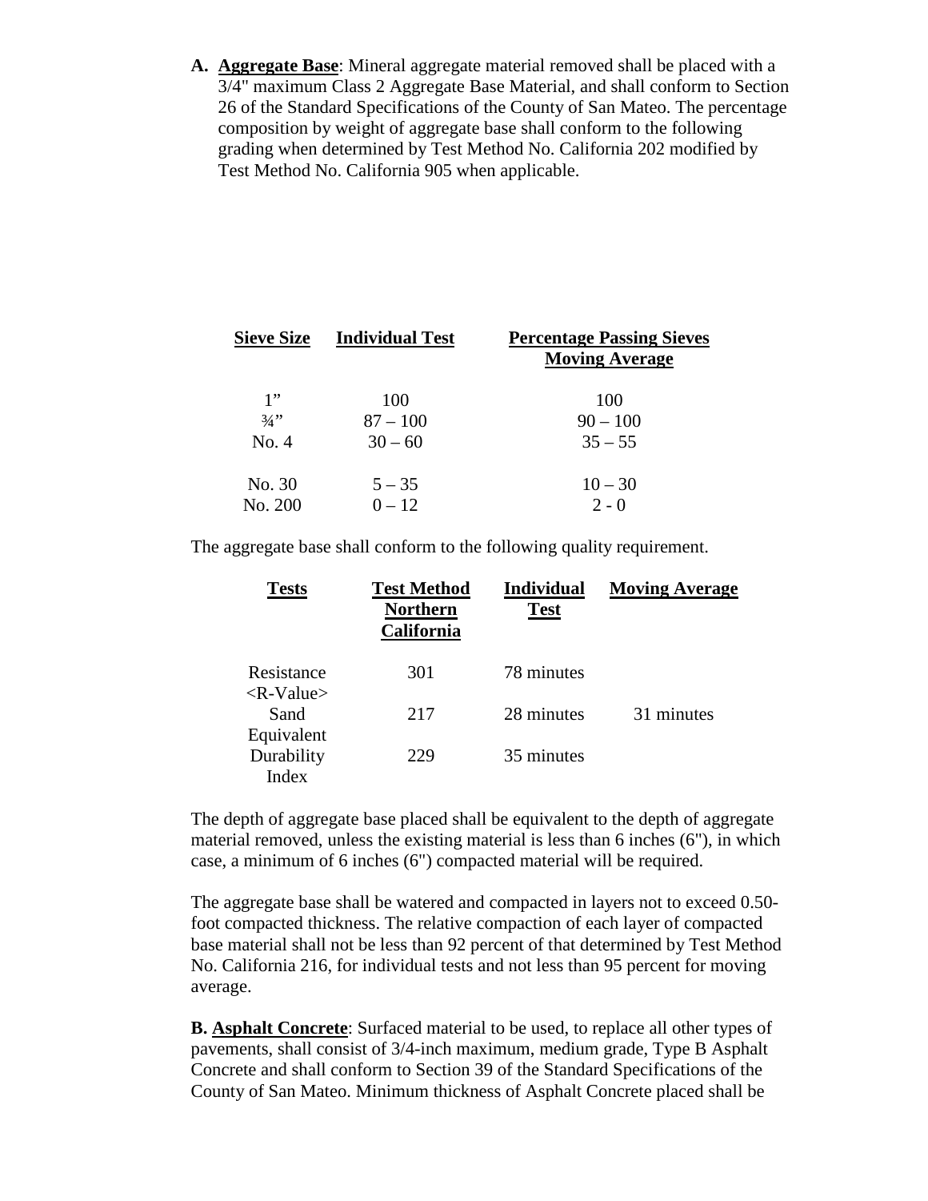**A. Aggregate Base**: Mineral aggregate material removed shall be placed with a 3/4" maximum Class 2 Aggregate Base Material, and shall conform to Section 26 of the Standard Specifications of the County of San Mateo. The percentage composition by weight of aggregate base shall conform to the following grading when determined by Test Method No. California 202 modified by Test Method No. California 905 when applicable.

| Sieve Size | Individual Test | Percentage Passing Sieves Moving Average |
|---|---|---|
| 1" | 100 | 100 |
| ¾" | 87 – 100 | 90 – 100 |
| No. 4 | 30 – 60 | 35 – 55 |
| No. 30 | 5 – 35 | 10 – 30 |
| No. 200 | 0 – 12 | 2 - 0 |

The aggregate base shall conform to the following quality requirement.

| Tests | Test Method Northern California | Individual Test | Moving Average |
|---|---|---|---|
| Resistance <R-Value> | 301 | 78 minutes | |
| Sand Equivalent | 217 | 28 minutes | 31 minutes |
| Durability Index | 229 | 35 minutes | |

The depth of aggregate base placed shall be equivalent to the depth of aggregate material removed, unless the existing material is less than 6 inches (6"), in which case, a minimum of 6 inches (6") compacted material will be required.

The aggregate base shall be watered and compacted in layers not to exceed 0.50-foot compacted thickness. The relative compaction of each layer of compacted base material shall not be less than 92 percent of that determined by Test Method No. California 216, for individual tests and not less than 95 percent for moving average.

**B. Asphalt Concrete**: Surfaced material to be used, to replace all other types of pavements, shall consist of 3/4-inch maximum, medium grade, Type B Asphalt Concrete and shall conform to Section 39 of the Standard Specifications of the County of San Mateo. Minimum thickness of Asphalt Concrete placed shall be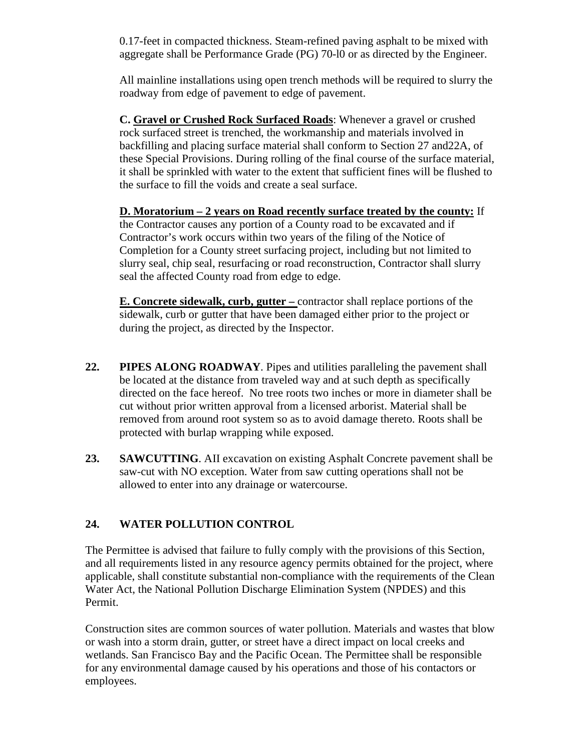0.17-feet in compacted thickness. Steam-refined paving asphalt to be mixed with aggregate shall be Performance Grade (PG) 70-l0 or as directed by the Engineer.

All mainline installations using open trench methods will be required to slurry the roadway from edge of pavement to edge of pavement.

**C. Gravel or Crushed Rock Surfaced Roads**: Whenever a gravel or crushed rock surfaced street is trenched, the workmanship and materials involved in backfilling and placing surface material shall conform to Section 27 and22A, of these Special Provisions. During rolling of the final course of the surface material, it shall be sprinkled with water to the extent that sufficient fines will be flushed to the surface to fill the voids and create a seal surface.

**D. Moratorium – 2 years on Road recently surface treated by the county:** If the Contractor causes any portion of a County road to be excavated and if Contractor's work occurs within two years of the filing of the Notice of Completion for a County street surfacing project, including but not limited to slurry seal, chip seal, resurfacing or road reconstruction, Contractor shall slurry seal the affected County road from edge to edge.

**E. Concrete sidewalk, curb, gutter –** contractor shall replace portions of the sidewalk, curb or gutter that have been damaged either prior to the project or during the project, as directed by the Inspector.

**22. PIPES ALONG ROADWAY**. Pipes and utilities paralleling the pavement shall be located at the distance from traveled way and at such depth as specifically directed on the face hereof. No tree roots two inches or more in diameter shall be cut without prior written approval from a licensed arborist. Material shall be removed from around root system so as to avoid damage thereto. Roots shall be protected with burlap wrapping while exposed.

**23. SAWCUTTING**. AII excavation on existing Asphalt Concrete pavement shall be saw-cut with NO exception. Water from saw cutting operations shall not be allowed to enter into any drainage or watercourse.

## 24. WATER POLLUTION CONTROL

The Permittee is advised that failure to fully comply with the provisions of this Section, and all requirements listed in any resource agency permits obtained for the project, where applicable, shall constitute substantial non-compliance with the requirements of the Clean Water Act, the National Pollution Discharge Elimination System (NPDES) and this Permit.

Construction sites are common sources of water pollution. Materials and wastes that blow or wash into a storm drain, gutter, or street have a direct impact on local creeks and wetlands. San Francisco Bay and the Pacific Ocean. The Permittee shall be responsible for any environmental damage caused by his operations and those of his contactors or employees.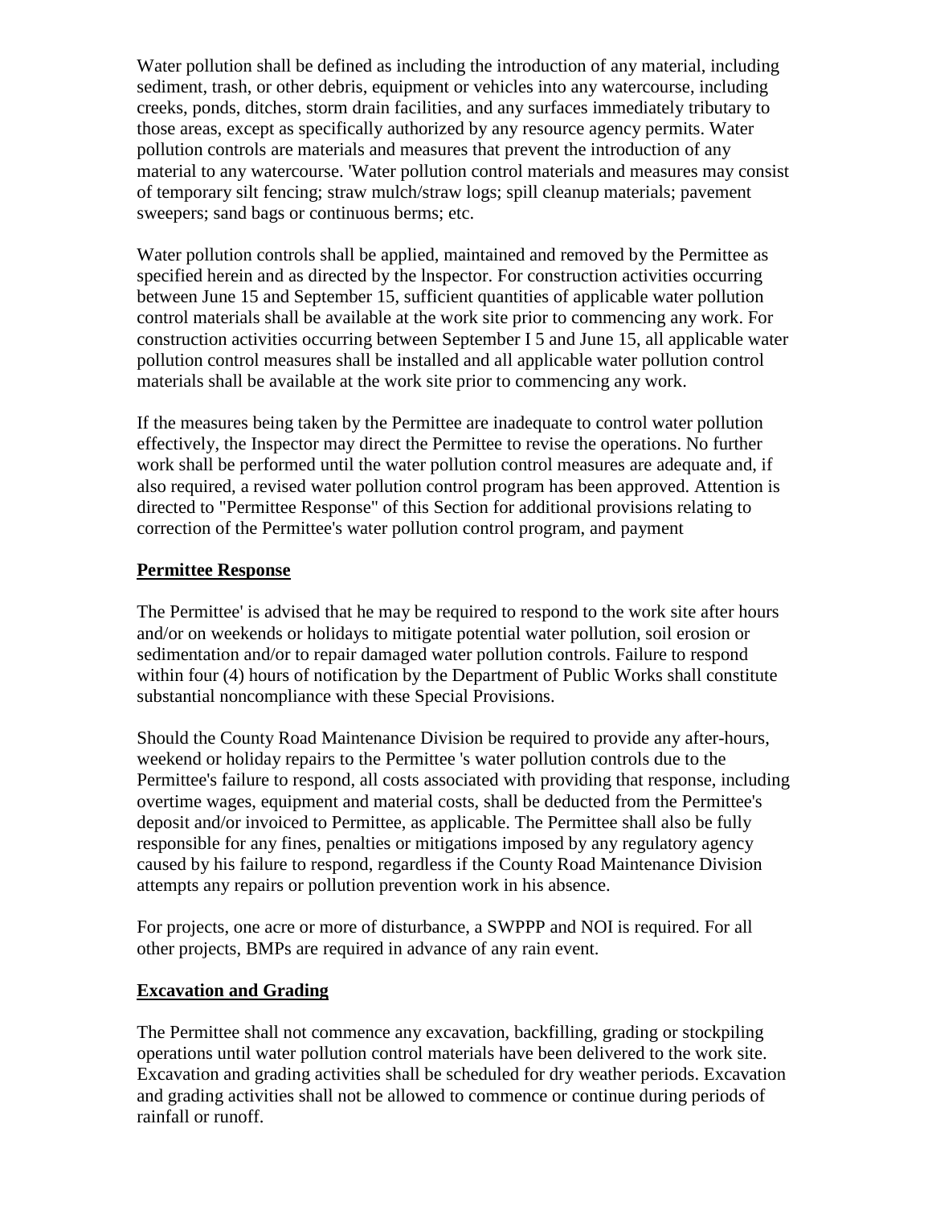Water pollution shall be defined as including the introduction of any material, including sediment, trash, or other debris, equipment or vehicles into any watercourse, including creeks, ponds, ditches, storm drain facilities, and any surfaces immediately tributary to those areas, except as specifically authorized by any resource agency permits. Water pollution controls are materials and measures that prevent the introduction of any material to any watercourse. 'Water pollution control materials and measures may consist of temporary silt fencing; straw mulch/straw logs; spill cleanup materials; pavement sweepers; sand bags or continuous berms; etc.

Water pollution controls shall be applied, maintained and removed by the Permittee as specified herein and as directed by the lnspector. For construction activities occurring between June 15 and September 15, sufficient quantities of applicable water pollution control materials shall be available at the work site prior to commencing any work. For construction activities occurring between September I 5 and June 15, all applicable water pollution control measures shall be installed and all applicable water pollution control materials shall be available at the work site prior to commencing any work.

If the measures being taken by the Permittee are inadequate to control water pollution effectively, the Inspector may direct the Permittee to revise the operations. No further work shall be performed until the water pollution control measures are adequate and, if also required, a revised water pollution control program has been approved. Attention is directed to "Permittee Response" of this Section for additional provisions relating to correction of the Permittee's water pollution control program, and payment

**Permittee Response**

The Permittee' is advised that he may be required to respond to the work site after hours and/or on weekends or holidays to mitigate potential water pollution, soil erosion or sedimentation and/or to repair damaged water pollution controls. Failure to respond within four (4) hours of notification by the Department of Public Works shall constitute substantial noncompliance with these Special Provisions.

Should the County Road Maintenance Division be required to provide any after-hours, weekend or holiday repairs to the Permittee 's water pollution controls due to the Permittee's failure to respond, all costs associated with providing that response, including overtime wages, equipment and material costs, shall be deducted from the Permittee's deposit and/or invoiced to Permittee, as applicable. The Permittee shall also be fully responsible for any fines, penalties or mitigations imposed by any regulatory agency caused by his failure to respond, regardless if the County Road Maintenance Division attempts any repairs or pollution prevention work in his absence.

For projects, one acre or more of disturbance, a SWPPP and NOI is required. For all other projects, BMPs are required in advance of any rain event.

**Excavation and Grading**

The Permittee shall not commence any excavation, backfilling, grading or stockpiling operations until water pollution control materials have been delivered to the work site. Excavation and grading activities shall be scheduled for dry weather periods. Excavation and grading activities shall not be allowed to commence or continue during periods of rainfall or runoff.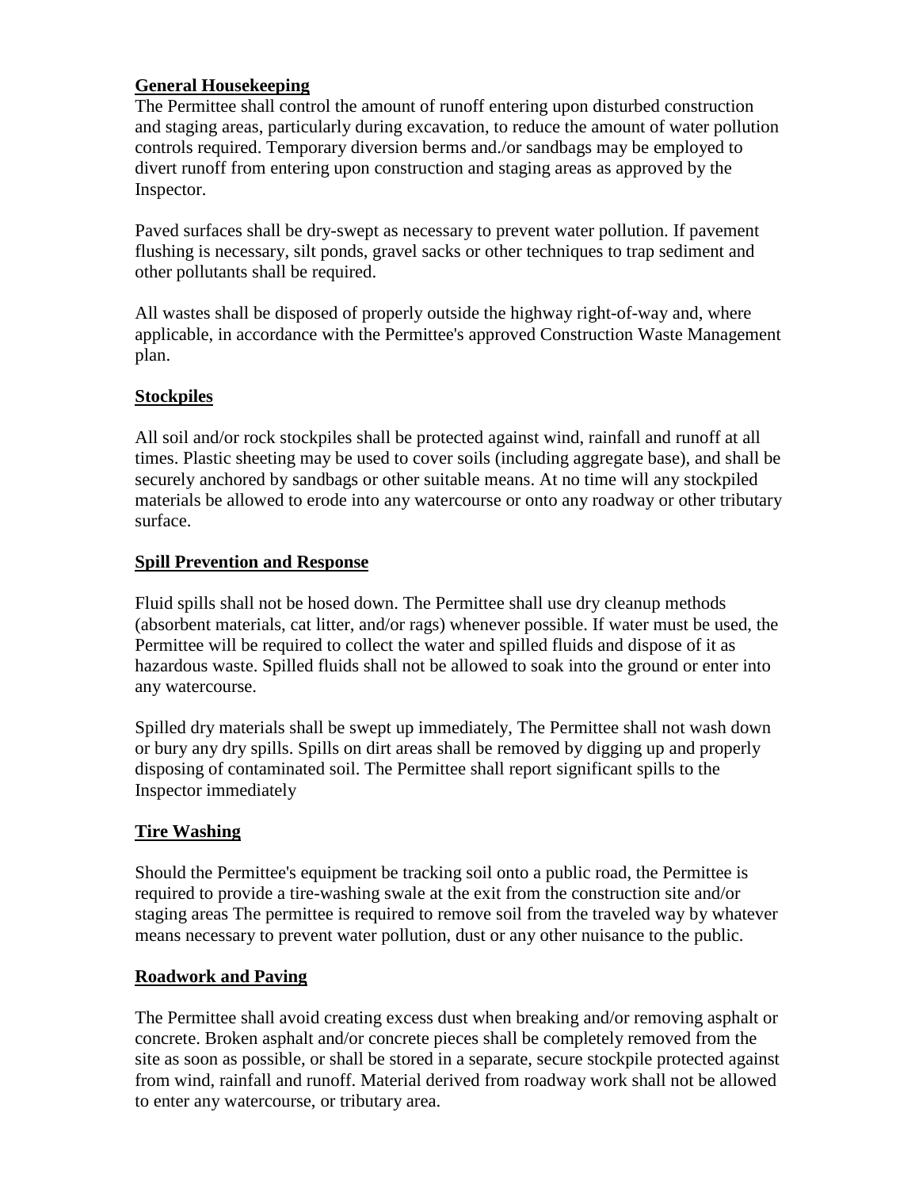## General Housekeeping

The Permittee shall control the amount of runoff entering upon disturbed construction and staging areas, particularly during excavation, to reduce the amount of water pollution controls required. Temporary diversion berms and./or sandbags may be employed to divert runoff from entering upon construction and staging areas as approved by the Inspector.

Paved surfaces shall be dry-swept as necessary to prevent water pollution. If pavement flushing is necessary, silt ponds, gravel sacks or other techniques to trap sediment and other pollutants shall be required.

All wastes shall be disposed of properly outside the highway right-of-way and, where applicable, in accordance with the Permittee's approved Construction Waste Management plan.

## Stockpiles

All soil and/or rock stockpiles shall be protected against wind, rainfall and runoff at all times. Plastic sheeting may be used to cover soils (including aggregate base), and shall be securely anchored by sandbags or other suitable means. At no time will any stockpiled materials be allowed to erode into any watercourse or onto any roadway or other tributary surface.

## Spill Prevention and Response

Fluid spills shall not be hosed down. The Permittee shall use dry cleanup methods (absorbent materials, cat litter, and/or rags) whenever possible. If water must be used, the Permittee will be required to collect the water and spilled fluids and dispose of it as hazardous waste. Spilled fluids shall not be allowed to soak into the ground or enter into any watercourse.

Spilled dry materials shall be swept up immediately, The Permittee shall not wash down or bury any dry spills. Spills on dirt areas shall be removed by digging up and properly disposing of contaminated soil. The Permittee shall report significant spills to the Inspector immediately

## Tire Washing

Should the Permittee's equipment be tracking soil onto a public road, the Permittee is required to provide a tire-washing swale at the exit from the construction site and/or staging areas The permittee is required to remove soil from the traveled way by whatever means necessary to prevent water pollution, dust or any other nuisance to the public.

## Roadwork and Paving

The Permittee shall avoid creating excess dust when breaking and/or removing asphalt or concrete. Broken asphalt and/or concrete pieces shall be completely removed from the site as soon as possible, or shall be stored in a separate, secure stockpile protected against from wind, rainfall and runoff. Material derived from roadway work shall not be allowed to enter any watercourse, or tributary area.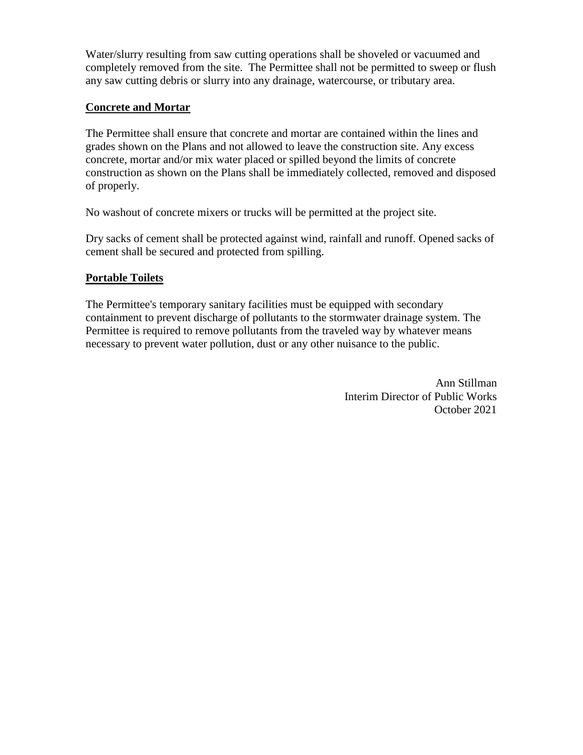Water/slurry resulting from saw cutting operations shall be shoveled or vacuumed and completely removed from the site. The Permittee shall not be permitted to sweep or flush any saw cutting debris or slurry into any drainage, watercourse, or tributary area.

## Concrete and Mortar

The Permittee shall ensure that concrete and mortar are contained within the lines and grades shown on the Plans and not allowed to leave the construction site. Any excess concrete, mortar and/or mix water placed or spilled beyond the limits of concrete construction as shown on the Plans shall be immediately collected, removed and disposed of properly.

No washout of concrete mixers or trucks will be permitted at the project site.

Dry sacks of cement shall be protected against wind, rainfall and runoff. Opened sacks of cement shall be secured and protected from spilling.

## Portable Toilets

The Permittee's temporary sanitary facilities must be equipped with secondary containment to prevent discharge of pollutants to the stormwater drainage system. The Permittee is required to remove pollutants from the traveled way by whatever means necessary to prevent water pollution, dust or any other nuisance to the public.

Ann Stillman
Interim Director of Public Works
October 2021